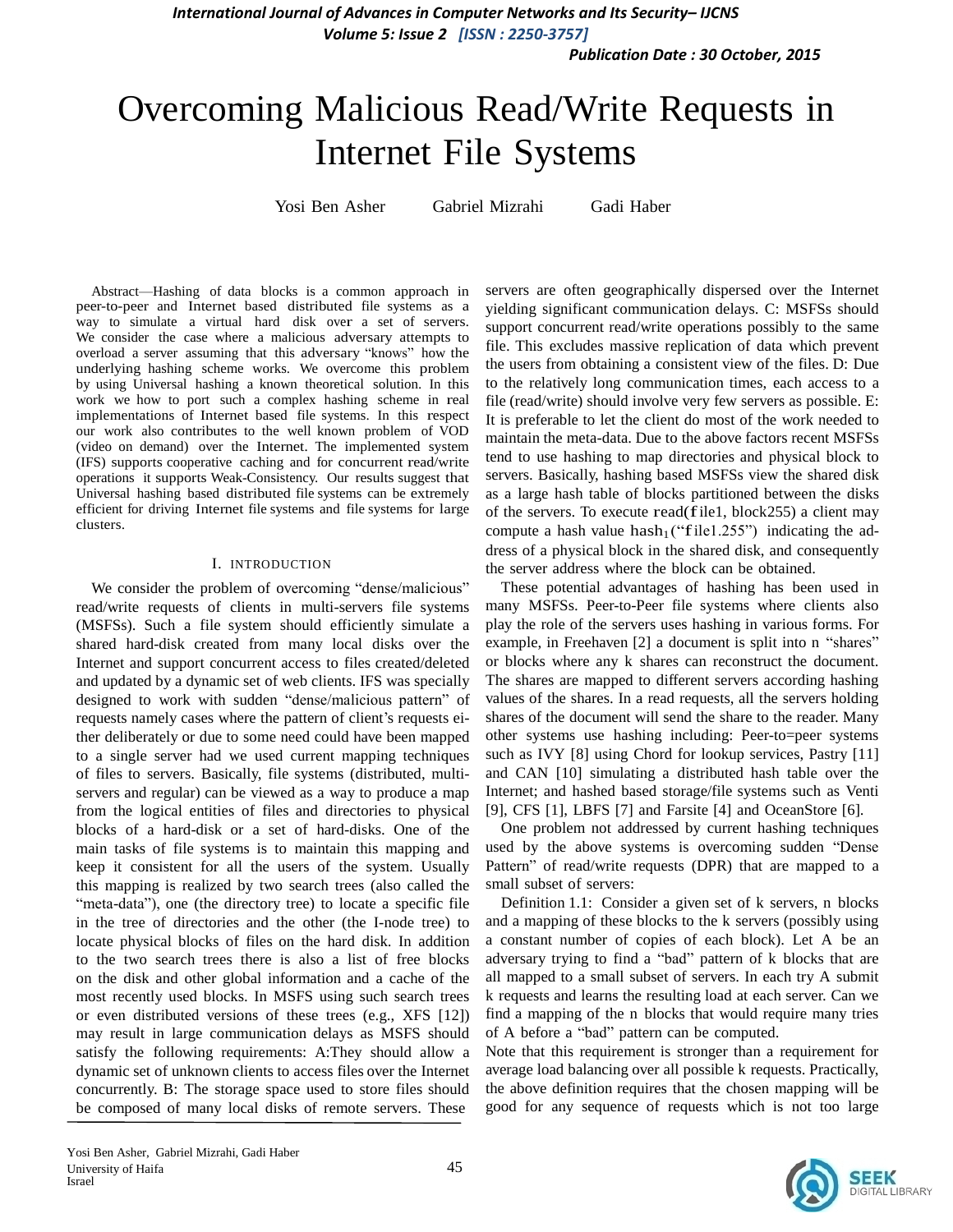# Overcoming Malicious Read/Write Requests in Internet File Systems

Yosi Ben Asher  Gabriel Mizrahi  Gadi Haber

*Abstract*—Hashing of data blocks is a common approach in peer-to-peer and Internet based distributed file systems as a way to simulate a virtual hard disk over a set of servers. We consider the case where a malicious adversary attempts to overload a server assuming that this adversary "knows" how the underlying hashing scheme works. We overcome this problem by using Universal hashing a known theoretical solution. In this work we how to port such a complex hashing scheme in real implementations of Internet based file systems. In this respect our work also contributes to the well known problem of VOD (video on demand) over the Internet. The implemented system (IFS) supports cooperative caching and for concurrent read/write operations it supports Weak-Consistency. Our results suggest that Universal hashing based distributed file systems can be extremely efficient for driving Internet file systems and file systems for large clusters.

## I. INTRODUCTION

We consider the problem of overcoming "dense/malicious" read/write requests of clients in multi-servers file systems (MSFSs). Such a file system should efficiently simulate a shared hard-disk created from many local disks over the Internet and support concurrent access to files created/deleted and updated by a dynamic set of web clients. IFS was specially designed to work with sudden "dense/malicious pattern" of requests namely cases where the pattern of client's requests either deliberately or due to some need could have been mapped to a single server had we used current mapping techniques of files to servers. Basically, file systems (distributed, multi-servers and regular) can be viewed as a way to produce a map from the logical entities of files and directories to physical blocks of a hard-disk or a set of hard-disks. One of the main tasks of file systems is to maintain this mapping and keep it consistent for all the users of the system. Usually this mapping is realized by two search trees (also called the "meta-data"), one (the directory tree) to locate a specific file in the tree of directories and the other (the I-node tree) to locate physical blocks of files on the hard disk. In addition to the two search trees there is also a list of free blocks on the disk and other global information and a cache of the most recently used blocks. In MSFS using such search trees or even distributed versions of these trees (e.g., XFS [12]) may result in large communication delays as MSFS should satisfy the following requirements: A:They should allow a dynamic set of unknown clients to access files over the Internet concurrently. B: The storage space used to store files should be composed of many local disks of remote servers. These servers are often geographically dispersed over the Internet yielding significant communication delays. C: MSFSs should support concurrent read/write operations possibly to the same file. This excludes massive replication of data which prevent the users from obtaining a consistent view of the files. D: Due to the relatively long communication times, each access to a file (read/write) should involve very few servers as possible. E: It is preferable to let the client do most of the work needed to maintain the meta-data. Due to the above factors recent MSFSs tend to use hashing to map directories and physical block to servers. Basically, hashing based MSFSs view the shared disk as a large hash table of blocks partitioned between the disks of the servers. To execute $\text{read}(file1, block255)$ a client may compute a hash value $\text{hash}_1(\text{"}file1.255\text{"})$ indicating the address of a physical block in the shared disk, and consequently the server address where the block can be obtained.

These potential advantages of hashing has been used in many MSFSs. Peer-to-Peer file systems where clients also play the role of the servers uses hashing in various forms. For example, in Freehaven [2] a document is split into n "shares" or blocks where any k shares can reconstruct the document. The shares are mapped to different servers according hashing values of the shares. In a read requests, all the servers holding shares of the document will send the share to the reader. Many other systems use hashing including: Peer-to=peer systems such as IVY [8] using Chord for lookup services, Pastry [11] and CAN [10] simulating a distributed hash table over the Internet; and hashed based storage/file systems such as Venti [9], CFS [1], LBFS [7] and Farsite [4] and OceanStore [6].

One problem not addressed by current hashing techniques used by the above systems is overcoming sudden "Dense Pattern" of read/write requests (DPR) that are mapped to a small subset of servers:

*Definition 1.1:* Consider a given set of k servers, n blocks and a mapping of these blocks to the k servers (possibly using a constant number of copies of each block). Let A be an adversary trying to find a "bad" pattern of k blocks that are all mapped to a small subset of servers. In each try A submit k requests and learns the resulting load at each server. Can we find a mapping of the n blocks that would require many tries of A before a "bad" pattern can be computed.

Note that this requirement is stronger than a requirement for average load balancing over all possible k requests. Practically, the above definition requires that the chosen mapping will be good for any sequence of requests which is not too large

Yosi Ben Asher, Gabriel Mizrahi, Gadi Haber
University of Haifa
Israel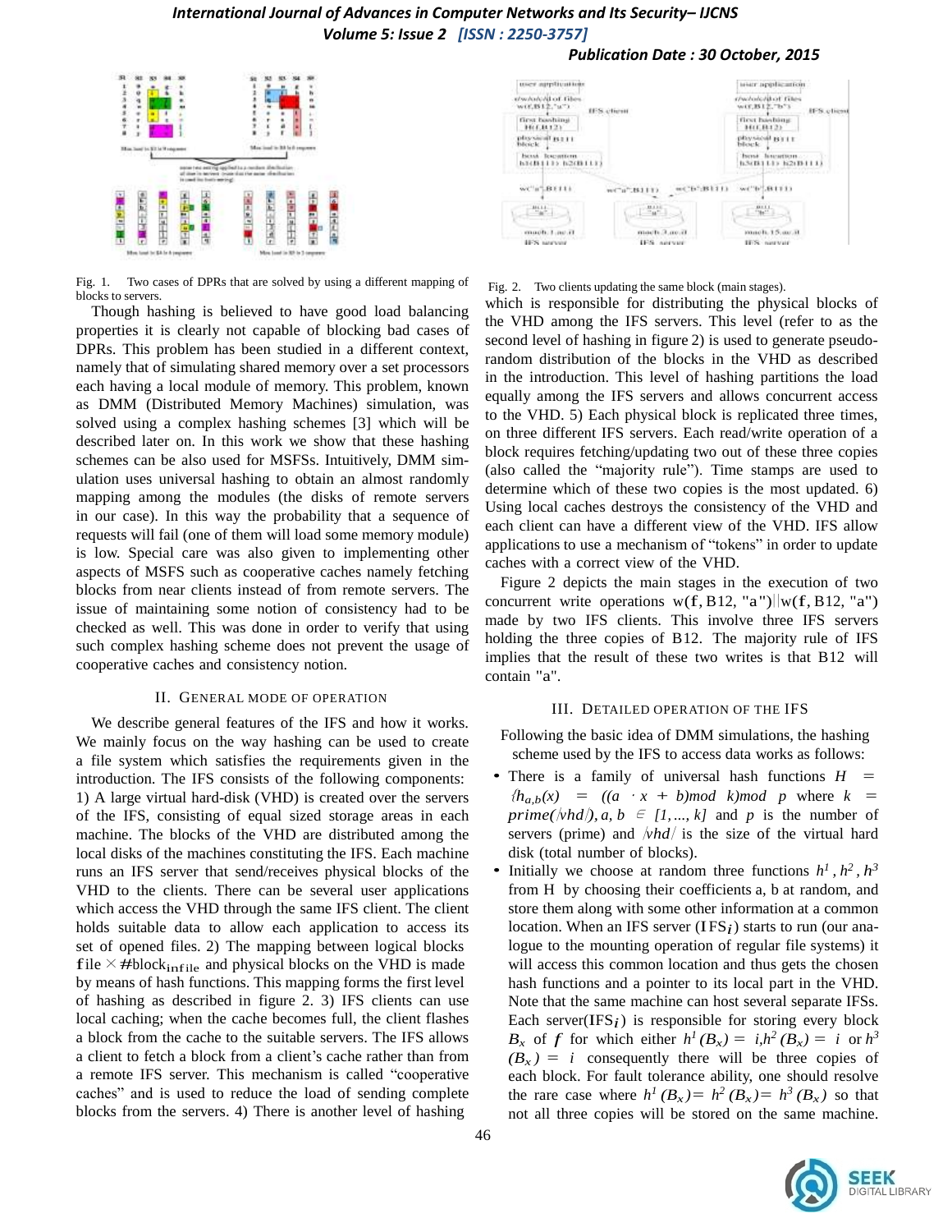Fig. 1. Two cases of DPRs that are solved by using a different mapping of blocks to servers.

Though hashing is believed to have good load balancing properties it is clearly not capable of blocking bad cases of DPRs. This problem has been studied in a different context, namely that of simulating shared memory over a set processors each having a local module of memory. This problem, known as DMM (Distributed Memory Machines) simulation, was solved using a complex hashing schemes [3] which will be described later on. In this work we show that these hashing schemes can be also used for MSFSs. Intuitively, DMM simulation uses universal hashing to obtain an almost randomly mapping among the modules (the disks of remote servers in our case). In this way the probability that a sequence of requests will fail (one of them will load some memory module) is low. Special care was also given to implementing other aspects of MSFS such as cooperative caches namely fetching blocks from near clients instead of from remote servers. The issue of maintaining some notion of consistency had to be checked as well. This was done in order to verify that using such complex hashing scheme does not prevent the usage of cooperative caches and consistency notion.

## II. General Mode of Operation

We describe general features of the IFS and how it works. We mainly focus on the way hashing can be used to create a file system which satisfies the requirements given in the introduction. The IFS consists of the following components: 1) A large virtual hard-disk (VHD) is created over the servers of the IFS, consisting of equal sized storage areas in each machine. The blocks of the VHD are distributed among the local disks of the machines constituting the IFS. Each machine runs an IFS server that send/receives physical blocks of the VHD to the clients. There can be several user applications which access the VHD through the same IFS client. The client holds suitable data to allow each application to access its set of opened files. 2) The mapping between logical blocks $\mathrm{file} \times \#\mathrm{block}_{\mathrm{infile}}$ and physical blocks on the VHD is made by means of hash functions. This mapping forms the first level of hashing as described in figure 2. 3) IFS clients can use local caching; when the cache becomes full, the client flashes a block from the cache to the suitable servers. The IFS allows a client to fetch a block from a client's cache rather than from a remote IFS server. This mechanism is called "cooperative caches" and is used to reduce the load of sending complete blocks from the servers. 4) There is another level of hashing which is responsible for distributing the physical blocks of the VHD among the IFS servers. This level (refer to as the second level of hashing in figure 2) is used to generate pseudo-random distribution of the blocks in the VHD as described in the introduction. This level of hashing partitions the load equally among the IFS servers and allows concurrent access to the VHD. 5) Each physical block is replicated three times, on three different IFS servers. Each read/write operation of a block requires fetching/updating two out of these three copies (also called the "majority rule"). Time stamps are used to determine which of these two copies is the most updated. 6) Using local caches destroys the consistency of the VHD and each client can have a different view of the VHD. IFS allow applications to use a mechanism of "tokens" in order to update caches with a correct view of the VHD.

Fig. 2. Two clients updating the same block (main stages).

Figure 2 depicts the main stages in the execution of two concurrent write operations $w(f, B12, \text{"a"}) || w(f, B12, \text{"a"})$ made by two IFS clients. This involve three IFS servers holding the three copies of B12. The majority rule of IFS implies that the result of these two writes is that B12 will contain "a".

## III. Detailed Operation of the IFS

Following the basic idea of DMM simulations, the hashing scheme used by the IFS to access data works as follows:

- There is a family of universal hash functions $H = \{h_{a,b}(x) = ((a \cdot x + b) \bmod k) \bmod p$ where $k = prime(|vhd|), a, b \in [1, ..., k]$ and $p$ is the number of servers (prime) and $|vhd|$ is the size of the virtual hard disk (total number of blocks).
- Initially we choose at random three functions $h^1, h^2, h^3$ from H by choosing their coefficients a, b at random, and store them along with some other information at a common location. When an IFS server ($\mathrm{IFS}_i$) starts to run (our analogue to the mounting operation of regular file systems) it will access this common location and thus gets the chosen hash functions and a pointer to its local part in the VHD. Note that the same machine can host several separate IFSs. Each server($\mathrm{IFS}_i$) is responsible for storing every block $B_x$ of $f$ for which either $h^1(B_x) = i, h^2(B_x) = i$ or $h^3(B_x) = i$ consequently there will be three copies of each block. For fault tolerance ability, one should resolve the rare case where $h^1(B_x) = h^2(B_x) = h^3(B_x)$ so that not all three copies will be stored on the same machine.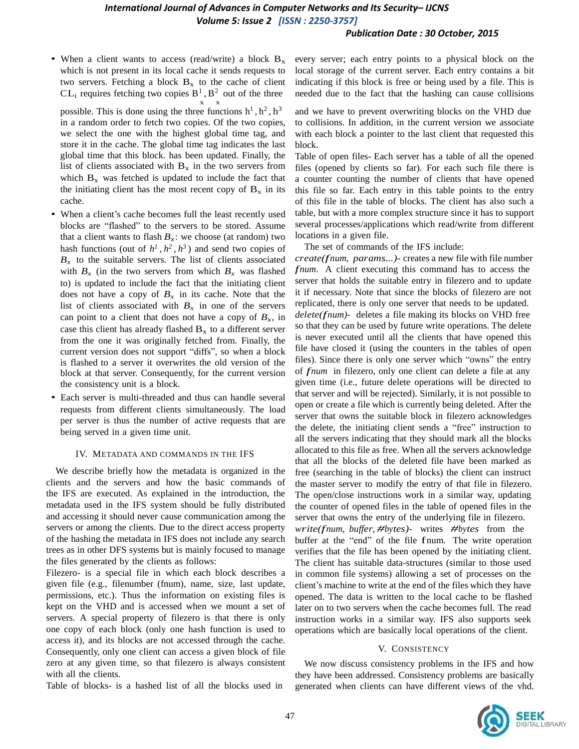- When a client wants to access (read/write) a block $B_x$ which is not present in its local cache it sends requests to two servers. Fetching a block $B_x$ to the cache of client $CL_i$ requires fetching two copies $B^1_x, B^2_x$ out of the three possible. This is done using the three functions $h^1, h^2, h^3$ in a random order to fetch two copies. Of the two copies, we select the one with the highest global time tag, and store it in the cache. The global time tag indicates the last global time that this block. has been updated. Finally, the list of clients associated with $B_x$ in the two servers from which $B_x$ was fetched is updated to include the fact that the initiating client has the most recent copy of $B_x$ in its cache.
- When a client's cache becomes full the least recently used blocks are "flashed" to the servers to be stored. Assume that a client wants to flash $B_x$: we choose (at random) two hash functions (out of $h^1, h^2, h^3$) and send two copies of $B_x$ to the suitable servers. The list of clients associated with $B_x$ (in the two servers from which $B_x$ was flashed to) is updated to include the fact that the initiating client does not have a copy of $B_x$ in its cache. Note that the list of clients associated with $B_x$ in one of the servers can point to a client that does not have a copy of $B_x$, in case this client has already flashed $B_x$ to a different server from the one it was originally fetched from. Finally, the current version does not support "diffs", so when a block is flashed to a server it overwrites the old version of the block at that server. Consequently, for the current version the consistency unit is a block.
- Each server is multi-threaded and thus can handle several requests from different clients simultaneously. The load per server is thus the number of active requests that are being served in a given time unit.

## IV. Metadata and Commands in the IFS

We describe briefly how the metadata is organized in the clients and the servers and how the basic commands of the IFS are executed. As explained in the introduction, the metadata used in the IFS system should be fully distributed and accessing it should never cause communication among the servers or among the clients. Due to the direct access property of the hashing the metadata in IFS does not include any search trees as in other DFS systems but is mainly focused to manage the files generated by the clients as follows:

Filezero- is a special file in which each block describes a given file (e.g., filenumber (fnum), name, size, last update, permissions, etc.). Thus the information on existing files is kept on the VHD and is accessed when we mount a set of servers. A special property of filezero is that there is only one copy of each block (only one hash function is used to access it), and its blocks are not accessed through the cache. Consequently, only one client can access a given block of file zero at any given time, so that filezero is always consistent with all the clients.

Table of blocks- is a hashed list of all the blocks used in every server; each entry points to a physical block on the local storage of the current server. Each entry contains a bit indicating if this block is free or being used by a file. This is needed due to the fact that the hashing can cause collisions and we have to prevent overwriting blocks on the VHD due to collisions. In addition, in the current version we associate with each block a pointer to the last client that requested this block.

Table of open files- Each server has a table of all the opened files (opened by clients so far). For each such file there is a counter counting the number of clients that have opened this file so far. Each entry in this table points to the entry of this file in the table of blocks. The client has also such a table, but with a more complex structure since it has to support several processes/applications which read/write from different locations in a given file.

The set of commands of the IFS include:

*create(fnum, params...)*- creates a new file with file number *fnum*. A client executing this command has to access the server that holds the suitable entry in filezero and to update it if necessary. Note that since the blocks of filezero are not replicated, there is only one server that needs to be updated.

*delete(fnum)*- deletes a file making its blocks on VHD free so that they can be used by future write operations. The delete is never executed until all the clients that have opened this file have closed it (using the counters in the tables of open files). Since there is only one server which "owns" the entry of *fnum* in filezero, only one client can delete a file at any given time (i.e., future delete operations will be directed to that server and will be rejected). Similarly, it is not possible to open or create a file which is currently being deleted. After the server that owns the suitable block in filezero acknowledges the delete, the initiating client sends a "free" instruction to all the servers indicating that they should mark all the blocks allocated to this file as free. When all the servers acknowledge that all the blocks of the deleted file have been marked as free (searching in the table of blocks) the client can instruct the master server to modify the entry of that file in filezero. The open/close instructions work in a similar way, updating the counter of opened files in the table of opened files in the server that owns the entry of the underlying file in filezero.

*write(fnum, buffer, #bytes)*- writes *#bytes* from the buffer at the "end" of the file fnum. The write operation verifies that the file has been opened by the initiating client. The client has suitable data-structures (similar to those used in common file systems) allowing a set of processes on the client's machine to write at the end of the files which they have opened. The data is written to the local cache to be flashed later on to two servers when the cache becomes full. The read instruction works in a similar way. IFS also supports seek operations which are basically local operations of the client.

## V. Consistency

We now discuss consistency problems in the IFS and how they have been addressed. Consistency problems are basically generated when clients can have different views of the vhd.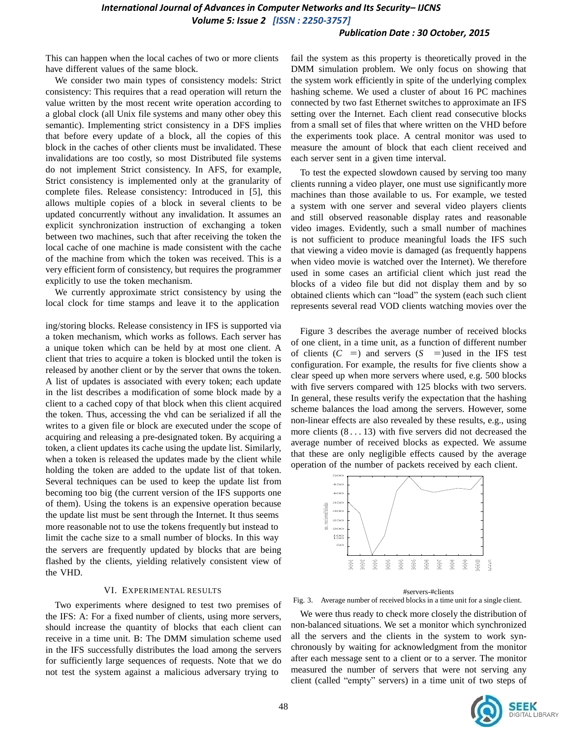This can happen when the local caches of two or more clients have different values of the same block.

We consider two main types of consistency models: Strict consistency: This requires that a read operation will return the value written by the most recent write operation according to a global clock (all Unix file systems and many other obey this semantic). Implementing strict consistency in a DFS implies that before every update of a block, all the copies of this block in the caches of other clients must be invalidated. These invalidations are too costly, so most Distributed file systems do not implement Strict consistency. In AFS, for example, Strict consistency is implemented only at the granularity of complete files. Release consistency: Introduced in [5], this allows multiple copies of a block in several clients to be updated concurrently without any invalidation. It assumes an explicit synchronization instruction of exchanging a token between two machines, such that after receiving the token the local cache of one machine is made consistent with the cache of the machine from which the token was received. This is a very efficient form of consistency, but requires the programmer explicitly to use the token mechanism.

We currently approximate strict consistency by using the local clock for time stamps and leave it to the application ing/storing blocks. Release consistency in IFS is supported via a token mechanism, which works as follows. Each server has a unique token which can be held by at most one client. A client that tries to acquire a token is blocked until the token is released by another client or by the server that owns the token. A list of updates is associated with every token; each update in the list describes a modification of some block made by a client to a cached copy of that block when this client acquired the token. Thus, accessing the vhd can be serialized if all the writes to a given file or block are executed under the scope of acquiring and releasing a pre-designated token. By acquiring a token, a client updates its cache using the update list. Similarly, when a token is released the updates made by the client while holding the token are added to the update list of that token. Several techniques can be used to keep the update list from becoming too big (the current version of the IFS supports one of them). Using the tokens is an expensive operation because the update list must be sent through the Internet. It thus seems more reasonable not to use the tokens frequently but instead to limit the cache size to a small number of blocks. In this way the servers are frequently updated by blocks that are being flashed by the clients, yielding relatively consistent view of the VHD.

## VI. Experimental Results

Two experiments where designed to test two premises of the IFS: A: For a fixed number of clients, using more servers, should increase the quantity of blocks that each client can receive in a time unit. B: The DMM simulation scheme used in the IFS successfully distributes the load among the servers for sufficiently large sequences of requests. Note that we do not test the system against a malicious adversary trying to fail the system as this property is theoretically proved in the DMM simulation problem. We only focus on showing that the system work efficiently in spite of the underlying complex hashing scheme. We used a cluster of about 16 PC machines connected by two fast Ethernet switches to approximate an IFS setting over the Internet. Each client read consecutive blocks from a small set of files that where written on the VHD before the experiments took place. A central monitor was used to measure the amount of block that each client received and each server sent in a given time interval.

To test the expected slowdown caused by serving too many clients running a video player, one must use significantly more machines than those available to us. For example, we tested a system with one server and several video players clients and still observed reasonable display rates and reasonable video images. Evidently, such a small number of machines is not sufficient to produce meaningful loads the IFS such that viewing a video movie is damaged (as frequently happens when video movie is watched over the Internet). We therefore used in some cases an artificial client which just read the blocks of a video file but did not display them and by so obtained clients which can "load" the system (each such client represents several read VOD clients watching movies over the

Figure 3 describes the average number of received blocks of one client, in a time unit, as a function of different number of clients ($C$ =) and servers ($S$ =)used in the IFS test configuration. For example, the results for five clients show a clear speed up when more servers where used, e.g. 500 blocks with five servers compared with 125 blocks with two servers. In general, these results verify the expectation that the hashing scheme balances the load among the servers. However, some non-linear effects are also revealed by these results, e.g., using more clients (8 . . . 13) with five servers did not decreased the average number of received blocks as expected. We assume that these are only negligible effects caused by the average operation of the number of packets received by each client.

Fig. 3. Average number of received blocks in a time unit for a single client.

We were thus ready to check more closely the distribution of non-balanced situations. We set a monitor which synchronized all the servers and the clients in the system to work synchronously by waiting for acknowledgment from the monitor after each message sent to a client or to a server. The monitor measured the number of servers that were not serving any client (called "empty" servers) in a time unit of two steps of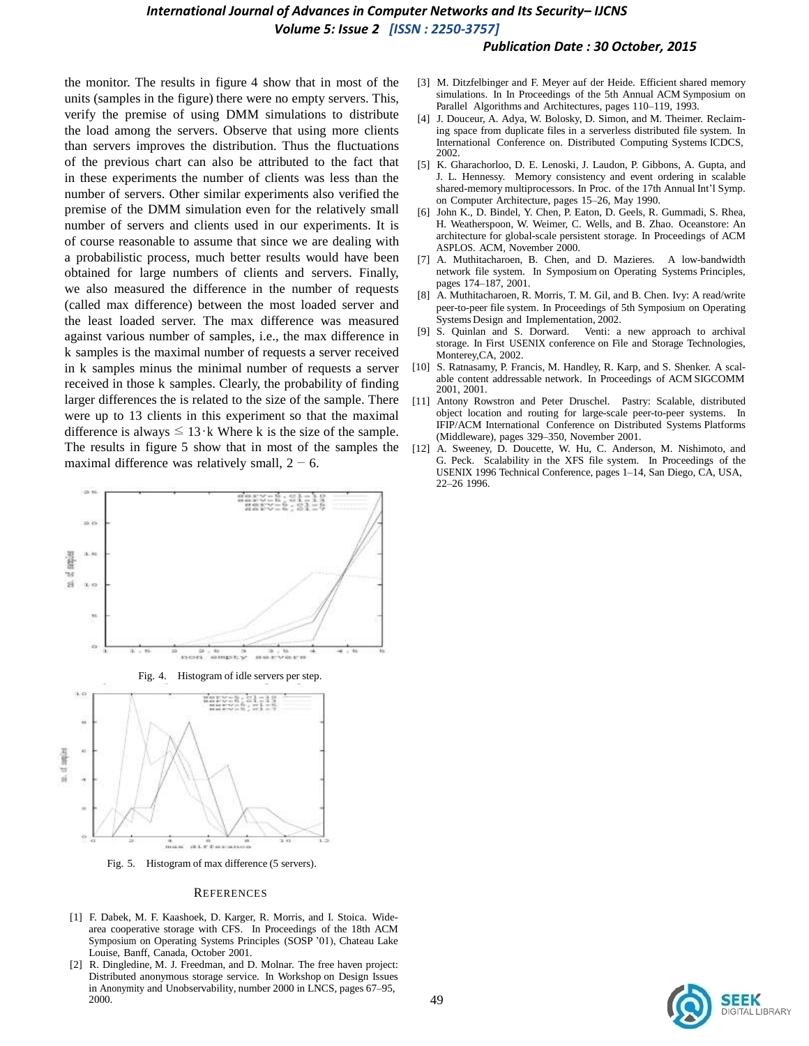the monitor. The results in figure 4 show that in most of the units (samples in the figure) there were no empty servers. This, verify the premise of using DMM simulations to distribute the load among the servers. Observe that using more clients than servers improves the distribution. Thus the fluctuations of the previous chart can also be attributed to the fact that in these experiments the number of clients was less than the number of servers. Other similar experiments also verified the premise of the DMM simulation even for the relatively small number of servers and clients used in our experiments. It is of course reasonable to assume that since we are dealing with a probabilistic process, much better results would have been obtained for large numbers of clients and servers. Finally, we also measured the difference in the number of requests (called max difference) between the most loaded server and the least loaded server. The max difference was measured against various number of samples, i.e., the max difference in k samples is the maximal number of requests a server received in k samples minus the minimal number of requests a server received in those k samples. Clearly, the probability of finding larger differences the is related to the size of the sample. There were up to 13 clients in this experiment so that the maximal difference is always $\leq 13 \cdot k$ Where k is the size of the sample. The results in figure 5 show that in most of the samples the maximal difference was relatively small, $2 - 6$.

serv=5,cl=10
serv=5,cl=13
serv=5,cl=5
serv=5,cl=7

no. of samples

non empty servers

Fig. 4. Histogram of idle servers per step.

serv=5,cl=10
serv=5,cl=13
serv=5,cl=5
serv=5,cl=7

no. of samples

max difference

Fig. 5. Histogram of max difference (5 servers).

## References

[1] F. Dabek, M. F. Kaashoek, D. Karger, R. Morris, and I. Stoica. Wide-area cooperative storage with CFS. In Proceedings of the 18th ACM Symposium on Operating Systems Principles (SOSP '01), Chateau Lake Louise, Banff, Canada, October 2001.

[2] R. Dingledine, M. J. Freedman, and D. Molnar. The free haven project: Distributed anonymous storage service. In Workshop on Design Issues in Anonymity and Unobservability, number 2000 in LNCS, pages 67–95, 2000.

[3] M. Ditzfelbinger and F. Meyer auf der Heide. Efficient shared memory simulations. In In Proceedings of the 5th Annual ACM Symposium on Parallel Algorithms and Architectures, pages 110–119, 1993.

[4] J. Douceur, A. Adya, W. Bolosky, D. Simon, and M. Theimer. Reclaiming space from duplicate files in a serverless distributed file system. In International Conference on. Distributed Computing Systems ICDCS, 2002.

[5] K. Gharachorloo, D. E. Lenoski, J. Laudon, P. Gibbons, A. Gupta, and J. L. Hennessy. Memory consistency and event ordering in scalable shared-memory multiprocessors. In Proc. of the 17th Annual Int'l Symp. on Computer Architecture, pages 15–26, May 1990.

[6] John K., D. Bindel, Y. Chen, P. Eaton, D. Geels, R. Gummadi, S. Rhea, H. Weatherspoon, W. Weimer, C. Wells, and B. Zhao. Oceanstore: An architecture for global-scale persistent storage. In Proceedings of ACM ASPLOS. ACM, November 2000.

[7] A. Muthitacharoen, B. Chen, and D. Mazieres. A low-bandwidth network file system. In Symposium on Operating Systems Principles, pages 174–187, 2001.

[8] A. Muthitacharoen, R. Morris, T. M. Gil, and B. Chen. Ivy: A read/write peer-to-peer file system. In Proceedings of 5th Symposium on Operating Systems Design and Implementation, 2002.

[9] S. Quinlan and S. Dorward. Venti: a new approach to archival storage. In First USENIX conference on File and Storage Technologies, Monterey,CA, 2002.

[10] S. Ratnasamy, P. Francis, M. Handley, R. Karp, and S. Shenker. A scalable content addressable network. In Proceedings of ACM SIGCOMM 2001, 2001.

[11] Antony Rowstron and Peter Druschel. Pastry: Scalable, distributed object location and routing for large-scale peer-to-peer systems. In IFIP/ACM International Conference on Distributed Systems Platforms (Middleware), pages 329–350, November 2001.

[12] A. Sweeney, D. Doucette, W. Hu, C. Anderson, M. Nishimoto, and G. Peck. Scalability in the XFS file system. In Proceedings of the USENIX 1996 Technical Conference, pages 1–14, San Diego, CA, USA, 22–26 1996.